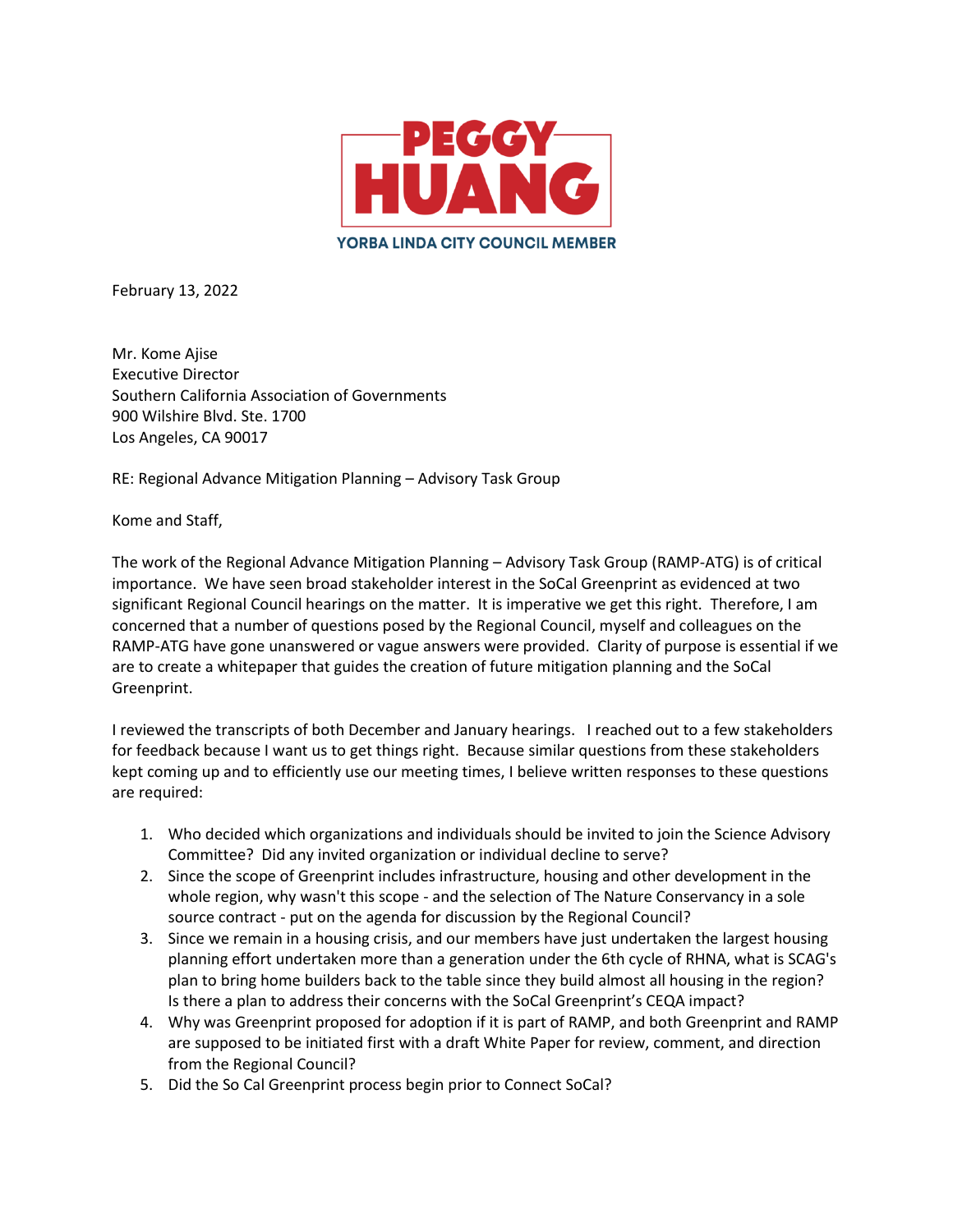# PEGGY HUANG

YORBA LINDA CITY COUNCIL MEMBER

February 13, 2022

Mr. Kome Ajise
Executive Director
Southern California Association of Governments
900 Wilshire Blvd. Ste. 1700
Los Angeles, CA 90017

RE: Regional Advance Mitigation Planning – Advisory Task Group

Kome and Staff,

The work of the Regional Advance Mitigation Planning – Advisory Task Group (RAMP-ATG) is of critical importance. We have seen broad stakeholder interest in the SoCal Greenprint as evidenced at two significant Regional Council hearings on the matter. It is imperative we get this right. Therefore, I am concerned that a number of questions posed by the Regional Council, myself and colleagues on the RAMP-ATG have gone unanswered or vague answers were provided. Clarity of purpose is essential if we are to create a whitepaper that guides the creation of future mitigation planning and the SoCal Greenprint.

I reviewed the transcripts of both December and January hearings. I reached out to a few stakeholders for feedback because I want us to get things right. Because similar questions from these stakeholders kept coming up and to efficiently use our meeting times, I believe written responses to these questions are required:

1. Who decided which organizations and individuals should be invited to join the Science Advisory Committee? Did any invited organization or individual decline to serve?
2. Since the scope of Greenprint includes infrastructure, housing and other development in the whole region, why wasn't this scope - and the selection of The Nature Conservancy in a sole source contract - put on the agenda for discussion by the Regional Council?
3. Since we remain in a housing crisis, and our members have just undertaken the largest housing planning effort undertaken more than a generation under the 6th cycle of RHNA, what is SCAG's plan to bring home builders back to the table since they build almost all housing in the region? Is there a plan to address their concerns with the SoCal Greenprint's CEQA impact?
4. Why was Greenprint proposed for adoption if it is part of RAMP, and both Greenprint and RAMP are supposed to be initiated first with a draft White Paper for review, comment, and direction from the Regional Council?
5. Did the So Cal Greenprint process begin prior to Connect SoCal?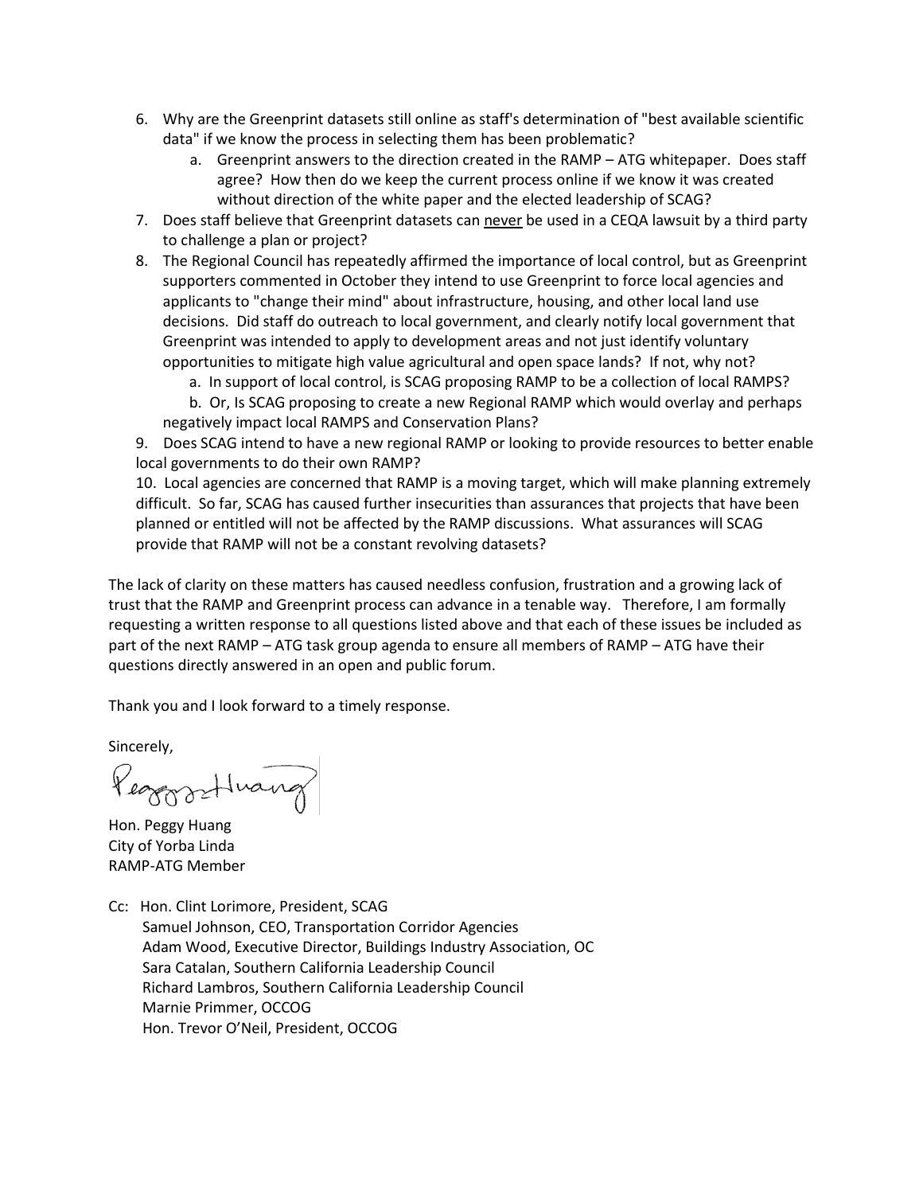6. Why are the Greenprint datasets still online as staff's determination of "best available scientific data" if we know the process in selecting them has been problematic?
    a. Greenprint answers to the direction created in the RAMP – ATG whitepaper. Does staff agree? How then do we keep the current process online if we know it was created without direction of the white paper and the elected leadership of SCAG?
7. Does staff believe that Greenprint datasets can <u>never</u> be used in a CEQA lawsuit by a third party to challenge a plan or project?
8. The Regional Council has repeatedly affirmed the importance of local control, but as Greenprint supporters commented in October they intend to use Greenprint to force local agencies and applicants to "change their mind" about infrastructure, housing, and other local land use decisions. Did staff do outreach to local government, and clearly notify local government that Greenprint was intended to apply to development areas and not just identify voluntary opportunities to mitigate high value agricultural and open space lands? If not, why not?
    a. In support of local control, is SCAG proposing RAMP to be a collection of local RAMPS?
    b. Or, Is SCAG proposing to create a new Regional RAMP which would overlay and perhaps negatively impact local RAMPS and Conservation Plans?
9. Does SCAG intend to have a new regional RAMP or looking to provide resources to better enable local governments to do their own RAMP?
10. Local agencies are concerned that RAMP is a moving target, which will make planning extremely difficult. So far, SCAG has caused further insecurities than assurances that projects that have been planned or entitled will not be affected by the RAMP discussions. What assurances will SCAG provide that RAMP will not be a constant revolving datasets?

The lack of clarity on these matters has caused needless confusion, frustration and a growing lack of trust that the RAMP and Greenprint process can advance in a tenable way. Therefore, I am formally requesting a written response to all questions listed above and that each of these issues be included as part of the next RAMP – ATG task group agenda to ensure all members of RAMP – ATG have their questions directly answered in an open and public forum.

Thank you and I look forward to a timely response.

Sincerely,

Peggy Huang

Hon. Peggy Huang
City of Yorba Linda
RAMP-ATG Member

Cc: Hon. Clint Lorimore, President, SCAG
Samuel Johnson, CEO, Transportation Corridor Agencies
Adam Wood, Executive Director, Buildings Industry Association, OC
Sara Catalan, Southern California Leadership Council
Richard Lambros, Southern California Leadership Council
Marnie Primmer, OCCOG
Hon. Trevor O'Neil, President, OCCOG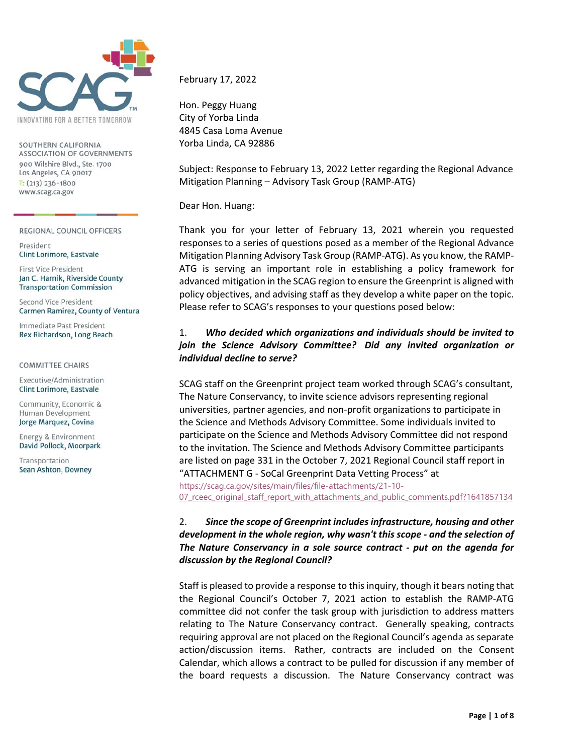SOUTHERN CALIFORNIA ASSOCIATION OF GOVERNMENTS
900 Wilshire Blvd., Ste. 1700
Los Angeles, CA 90017
T: (213) 236-1800
www.scag.ca.gov

REGIONAL COUNCIL OFFICERS

President
Clint Lorimore, Eastvale

First Vice President
Jan C. Harnik, Riverside County Transportation Commission

Second Vice President
Carmen Ramirez, County of Ventura

Immediate Past President
Rex Richardson, Long Beach

COMMITTEE CHAIRS

Executive/Administration
Clint Lorimore, Eastvale

Community, Economic & Human Development
Jorge Marquez, Covina

Energy & Environment
David Pollock, Moorpark

Transportation
Sean Ashton, Downey

February 17, 2022

Hon. Peggy Huang
City of Yorba Linda
4845 Casa Loma Avenue
Yorba Linda, CA 92886

Subject: Response to February 13, 2022 Letter regarding the Regional Advance Mitigation Planning – Advisory Task Group (RAMP-ATG)

Dear Hon. Huang:

Thank you for your letter of February 13, 2021 wherein you requested responses to a series of questions posed as a member of the Regional Advance Mitigation Planning Advisory Task Group (RAMP-ATG). As you know, the RAMP-ATG is serving an important role in establishing a policy framework for advanced mitigation in the SCAG region to ensure the Greenprint is aligned with policy objectives, and advising staff as they develop a white paper on the topic. Please refer to SCAG's responses to your questions posed below:

1. ***Who decided which organizations and individuals should be invited to join the Science Advisory Committee? Did any invited organization or individual decline to serve?***

SCAG staff on the Greenprint project team worked through SCAG's consultant, The Nature Conservancy, to invite science advisors representing regional universities, partner agencies, and non-profit organizations to participate in the Science and Methods Advisory Committee. Some individuals invited to participate on the Science and Methods Advisory Committee did not respond to the invitation. The Science and Methods Advisory Committee participants are listed on page 331 in the October 7, 2021 Regional Council staff report in "ATTACHMENT G - SoCal Greenprint Data Vetting Process" at https://scag.ca.gov/sites/main/files/file-attachments/21-10-07_rceec_original_staff_report_with_attachments_and_public_comments.pdf?1641857134

2. ***Since the scope of Greenprint includes infrastructure, housing and other development in the whole region, why wasn't this scope - and the selection of The Nature Conservancy in a sole source contract - put on the agenda for discussion by the Regional Council?***

Staff is pleased to provide a response to this inquiry, though it bears noting that the Regional Council's October 7, 2021 action to establish the RAMP-ATG committee did not confer the task group with jurisdiction to address matters relating to The Nature Conservancy contract. Generally speaking, contracts requiring approval are not placed on the Regional Council's agenda as separate action/discussion items. Rather, contracts are included on the Consent Calendar, which allows a contract to be pulled for discussion if any member of the board requests a discussion. The Nature Conservancy contract was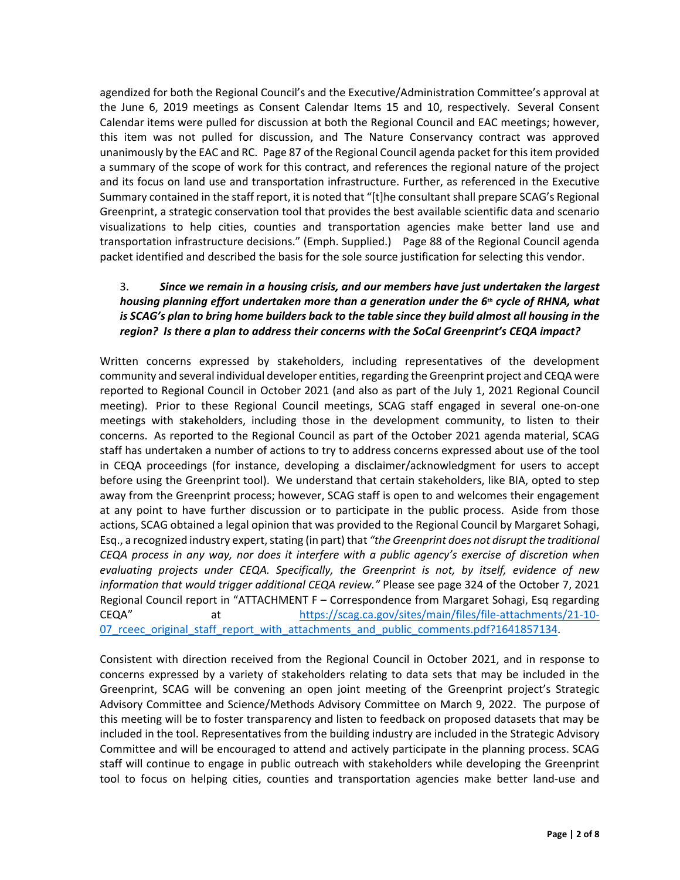agendized for both the Regional Council's and the Executive/Administration Committee's approval at the June 6, 2019 meetings as Consent Calendar Items 15 and 10, respectively. Several Consent Calendar items were pulled for discussion at both the Regional Council and EAC meetings; however, this item was not pulled for discussion, and The Nature Conservancy contract was approved unanimously by the EAC and RC. Page 87 of the Regional Council agenda packet for this item provided a summary of the scope of work for this contract, and references the regional nature of the project and its focus on land use and transportation infrastructure. Further, as referenced in the Executive Summary contained in the staff report, it is noted that "[t]he consultant shall prepare SCAG's Regional Greenprint, a strategic conservation tool that provides the best available scientific data and scenario visualizations to help cities, counties and transportation agencies make better land use and transportation infrastructure decisions." (Emph. Supplied.) Page 88 of the Regional Council agenda packet identified and described the basis for the sole source justification for selecting this vendor.

3. ***Since we remain in a housing crisis, and our members have just undertaken the largest housing planning effort undertaken more than a generation under the 6th cycle of RHNA, what is SCAG's plan to bring home builders back to the table since they build almost all housing in the region? Is there a plan to address their concerns with the SoCal Greenprint's CEQA impact?***

Written concerns expressed by stakeholders, including representatives of the development community and several individual developer entities, regarding the Greenprint project and CEQA were reported to Regional Council in October 2021 (and also as part of the July 1, 2021 Regional Council meeting). Prior to these Regional Council meetings, SCAG staff engaged in several one-on-one meetings with stakeholders, including those in the development community, to listen to their concerns. As reported to the Regional Council as part of the October 2021 agenda material, SCAG staff has undertaken a number of actions to try to address concerns expressed about use of the tool in CEQA proceedings (for instance, developing a disclaimer/acknowledgment for users to accept before using the Greenprint tool). We understand that certain stakeholders, like BIA, opted to step away from the Greenprint process; however, SCAG staff is open to and welcomes their engagement at any point to have further discussion or to participate in the public process. Aside from those actions, SCAG obtained a legal opinion that was provided to the Regional Council by Margaret Sohagi, Esq., a recognized industry expert, stating (in part) that *"the Greenprint does not disrupt the traditional CEQA process in any way, nor does it interfere with a public agency's exercise of discretion when evaluating projects under CEQA. Specifically, the Greenprint is not, by itself, evidence of new information that would trigger additional CEQA review."* Please see page 324 of the October 7, 2021 Regional Council report in "ATTACHMENT F – Correspondence from Margaret Sohagi, Esq regarding CEQA" at https://scag.ca.gov/sites/main/files/file-attachments/21-10-07_rceec_original_staff_report_with_attachments_and_public_comments.pdf?1641857134.

Consistent with direction received from the Regional Council in October 2021, and in response to concerns expressed by a variety of stakeholders relating to data sets that may be included in the Greenprint, SCAG will be convening an open joint meeting of the Greenprint project's Strategic Advisory Committee and Science/Methods Advisory Committee on March 9, 2022. The purpose of this meeting will be to foster transparency and listen to feedback on proposed datasets that may be included in the tool. Representatives from the building industry are included in the Strategic Advisory Committee and will be encouraged to attend and actively participate in the planning process. SCAG staff will continue to engage in public outreach with stakeholders while developing the Greenprint tool to focus on helping cities, counties and transportation agencies make better land-use and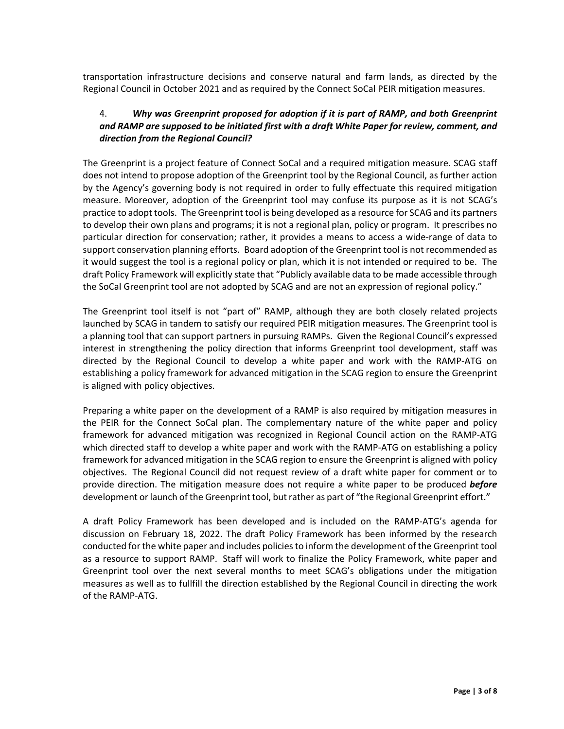transportation infrastructure decisions and conserve natural and farm lands, as directed by the Regional Council in October 2021 and as required by the Connect SoCal PEIR mitigation measures.

4. ***Why was Greenprint proposed for adoption if it is part of RAMP, and both Greenprint and RAMP are supposed to be initiated first with a draft White Paper for review, comment, and direction from the Regional Council?***

The Greenprint is a project feature of Connect SoCal and a required mitigation measure. SCAG staff does not intend to propose adoption of the Greenprint tool by the Regional Council, as further action by the Agency's governing body is not required in order to fully effectuate this required mitigation measure. Moreover, adoption of the Greenprint tool may confuse its purpose as it is not SCAG's practice to adopt tools. The Greenprint tool is being developed as a resource for SCAG and its partners to develop their own plans and programs; it is not a regional plan, policy or program. It prescribes no particular direction for conservation; rather, it provides a means to access a wide-range of data to support conservation planning efforts. Board adoption of the Greenprint tool is not recommended as it would suggest the tool is a regional policy or plan, which it is not intended or required to be. The draft Policy Framework will explicitly state that "Publicly available data to be made accessible through the SoCal Greenprint tool are not adopted by SCAG and are not an expression of regional policy."

The Greenprint tool itself is not "part of" RAMP, although they are both closely related projects launched by SCAG in tandem to satisfy our required PEIR mitigation measures. The Greenprint tool is a planning tool that can support partners in pursuing RAMPs. Given the Regional Council's expressed interest in strengthening the policy direction that informs Greenprint tool development, staff was directed by the Regional Council to develop a white paper and work with the RAMP-ATG on establishing a policy framework for advanced mitigation in the SCAG region to ensure the Greenprint is aligned with policy objectives.

Preparing a white paper on the development of a RAMP is also required by mitigation measures in the PEIR for the Connect SoCal plan. The complementary nature of the white paper and policy framework for advanced mitigation was recognized in Regional Council action on the RAMP-ATG which directed staff to develop a white paper and work with the RAMP-ATG on establishing a policy framework for advanced mitigation in the SCAG region to ensure the Greenprint is aligned with policy objectives. The Regional Council did not request review of a draft white paper for comment or to provide direction. The mitigation measure does not require a white paper to be produced ***before*** development or launch of the Greenprint tool, but rather as part of "the Regional Greenprint effort."

A draft Policy Framework has been developed and is included on the RAMP-ATG's agenda for discussion on February 18, 2022. The draft Policy Framework has been informed by the research conducted for the white paper and includes policies to inform the development of the Greenprint tool as a resource to support RAMP. Staff will work to finalize the Policy Framework, white paper and Greenprint tool over the next several months to meet SCAG's obligations under the mitigation measures as well as to fullfill the direction established by the Regional Council in directing the work of the RAMP-ATG.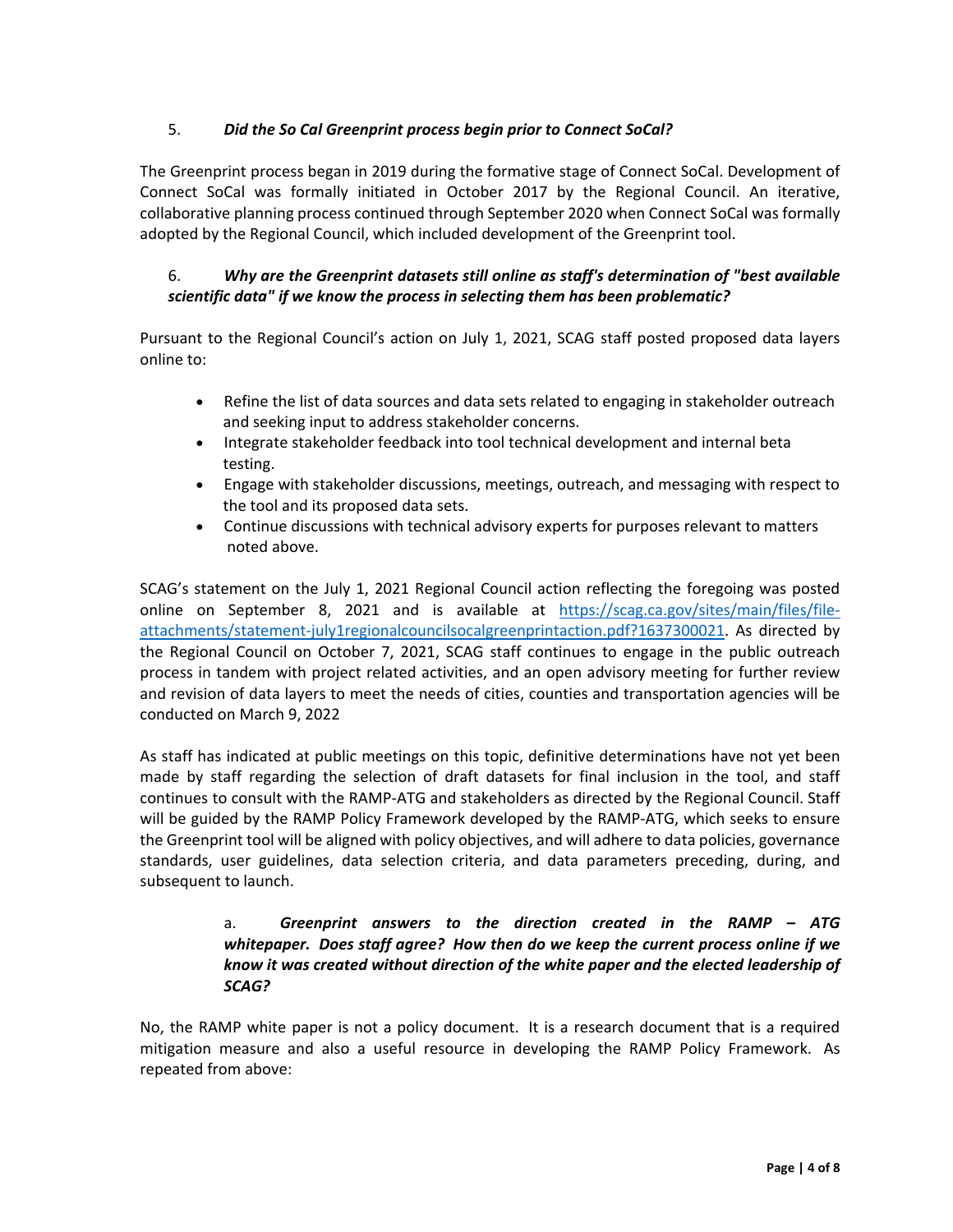5. ***Did the So Cal Greenprint process begin prior to Connect SoCal?***

The Greenprint process began in 2019 during the formative stage of Connect SoCal. Development of Connect SoCal was formally initiated in October 2017 by the Regional Council. An iterative, collaborative planning process continued through September 2020 when Connect SoCal was formally adopted by the Regional Council, which included development of the Greenprint tool.

6. ***Why are the Greenprint datasets still online as staff's determination of "best available scientific data" if we know the process in selecting them has been problematic?***

Pursuant to the Regional Council's action on July 1, 2021, SCAG staff posted proposed data layers online to:

- Refine the list of data sources and data sets related to engaging in stakeholder outreach and seeking input to address stakeholder concerns.
- Integrate stakeholder feedback into tool technical development and internal beta testing.
- Engage with stakeholder discussions, meetings, outreach, and messaging with respect to the tool and its proposed data sets.
- Continue discussions with technical advisory experts for purposes relevant to matters noted above.

SCAG's statement on the July 1, 2021 Regional Council action reflecting the foregoing was posted online on September 8, 2021 and is available at https://scag.ca.gov/sites/main/files/file-attachments/statement-july1regionalcouncilsocalgreenprintaction.pdf?1637300021. As directed by the Regional Council on October 7, 2021, SCAG staff continues to engage in the public outreach process in tandem with project related activities, and an open advisory meeting for further review and revision of data layers to meet the needs of cities, counties and transportation agencies will be conducted on March 9, 2022

As staff has indicated at public meetings on this topic, definitive determinations have not yet been made by staff regarding the selection of draft datasets for final inclusion in the tool, and staff continues to consult with the RAMP-ATG and stakeholders as directed by the Regional Council. Staff will be guided by the RAMP Policy Framework developed by the RAMP-ATG, which seeks to ensure the Greenprint tool will be aligned with policy objectives, and will adhere to data policies, governance standards, user guidelines, data selection criteria, and data parameters preceding, during, and subsequent to launch.

a. ***Greenprint answers to the direction created in the RAMP – ATG whitepaper. Does staff agree? How then do we keep the current process online if we know it was created without direction of the white paper and the elected leadership of SCAG?***

No, the RAMP white paper is not a policy document. It is a research document that is a required mitigation measure and also a useful resource in developing the RAMP Policy Framework. As repeated from above: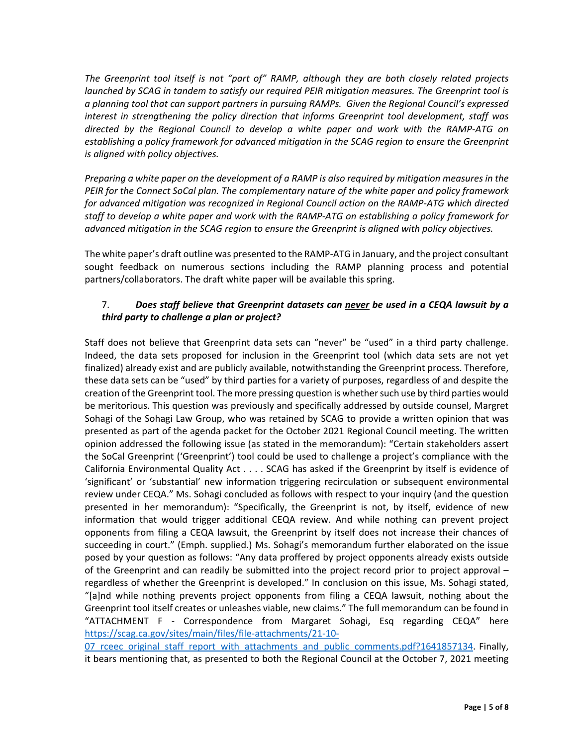*The Greenprint tool itself is not "part of" RAMP, although they are both closely related projects launched by SCAG in tandem to satisfy our required PEIR mitigation measures. The Greenprint tool is a planning tool that can support partners in pursuing RAMPs. Given the Regional Council's expressed interest in strengthening the policy direction that informs Greenprint tool development, staff was directed by the Regional Council to develop a white paper and work with the RAMP-ATG on establishing a policy framework for advanced mitigation in the SCAG region to ensure the Greenprint is aligned with policy objectives.*

*Preparing a white paper on the development of a RAMP is also required by mitigation measures in the PEIR for the Connect SoCal plan. The complementary nature of the white paper and policy framework for advanced mitigation was recognized in Regional Council action on the RAMP-ATG which directed staff to develop a white paper and work with the RAMP-ATG on establishing a policy framework for advanced mitigation in the SCAG region to ensure the Greenprint is aligned with policy objectives.*

The white paper's draft outline was presented to the RAMP-ATG in January, and the project consultant sought feedback on numerous sections including the RAMP planning process and potential partners/collaborators. The draft white paper will be available this spring.

7. ***Does staff believe that Greenprint datasets can <u>never</u> be used in a CEQA lawsuit by a third party to challenge a plan or project?***

Staff does not believe that Greenprint data sets can "never" be "used" in a third party challenge. Indeed, the data sets proposed for inclusion in the Greenprint tool (which data sets are not yet finalized) already exist and are publicly available, notwithstanding the Greenprint process. Therefore, these data sets can be "used" by third parties for a variety of purposes, regardless of and despite the creation of the Greenprint tool. The more pressing question is whether such use by third parties would be meritorious. This question was previously and specifically addressed by outside counsel, Margret Sohagi of the Sohagi Law Group, who was retained by SCAG to provide a written opinion that was presented as part of the agenda packet for the October 2021 Regional Council meeting. The written opinion addressed the following issue (as stated in the memorandum): "Certain stakeholders assert the SoCal Greenprint ('Greenprint') tool could be used to challenge a project's compliance with the California Environmental Quality Act . . . . SCAG has asked if the Greenprint by itself is evidence of 'significant' or 'substantial' new information triggering recirculation or subsequent environmental review under CEQA." Ms. Sohagi concluded as follows with respect to your inquiry (and the question presented in her memorandum): "Specifically, the Greenprint is not, by itself, evidence of new information that would trigger additional CEQA review. And while nothing can prevent project opponents from filing a CEQA lawsuit, the Greenprint by itself does not increase their chances of succeeding in court." (Emph. supplied.) Ms. Sohagi's memorandum further elaborated on the issue posed by your question as follows: "Any data proffered by project opponents already exists outside of the Greenprint and can readily be submitted into the project record prior to project approval – regardless of whether the Greenprint is developed." In conclusion on this issue, Ms. Sohagi stated, "[a]nd while nothing prevents project opponents from filing a CEQA lawsuit, nothing about the Greenprint tool itself creates or unleashes viable, new claims." The full memorandum can be found in "ATTACHMENT F - Correspondence from Margaret Sohagi, Esq regarding CEQA" here [https://scag.ca.gov/sites/main/files/file-attachments/21-10-07_rceec_original_staff_report_with_attachments_and_public_comments.pdf?1641857134](https://scag.ca.gov/sites/main/files/file-attachments/21-10-07_rceec_original_staff_report_with_attachments_and_public_comments.pdf?1641857134). Finally, it bears mentioning that, as presented to both the Regional Council at the October 7, 2021 meeting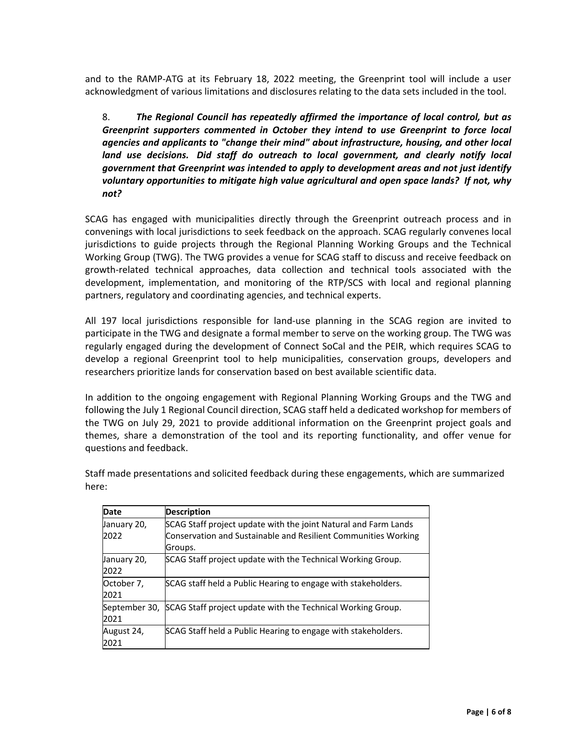and to the RAMP-ATG at its February 18, 2022 meeting, the Greenprint tool will include a user acknowledgment of various limitations and disclosures relating to the data sets included in the tool.

8. ***The Regional Council has repeatedly affirmed the importance of local control, but as Greenprint supporters commented in October they intend to use Greenprint to force local agencies and applicants to "change their mind" about infrastructure, housing, and other local land use decisions. Did staff do outreach to local government, and clearly notify local government that Greenprint was intended to apply to development areas and not just identify voluntary opportunities to mitigate high value agricultural and open space lands? If not, why not?***

SCAG has engaged with municipalities directly through the Greenprint outreach process and in convenings with local jurisdictions to seek feedback on the approach. SCAG regularly convenes local jurisdictions to guide projects through the Regional Planning Working Groups and the Technical Working Group (TWG). The TWG provides a venue for SCAG staff to discuss and receive feedback on growth-related technical approaches, data collection and technical tools associated with the development, implementation, and monitoring of the RTP/SCS with local and regional planning partners, regulatory and coordinating agencies, and technical experts.

All 197 local jurisdictions responsible for land-use planning in the SCAG region are invited to participate in the TWG and designate a formal member to serve on the working group. The TWG was regularly engaged during the development of Connect SoCal and the PEIR, which requires SCAG to develop a regional Greenprint tool to help municipalities, conservation groups, developers and researchers prioritize lands for conservation based on best available scientific data.

In addition to the ongoing engagement with Regional Planning Working Groups and the TWG and following the July 1 Regional Council direction, SCAG staff held a dedicated workshop for members of the TWG on July 29, 2021 to provide additional information on the Greenprint project goals and themes, share a demonstration of the tool and its reporting functionality, and offer venue for questions and feedback.

Staff made presentations and solicited feedback during these engagements, which are summarized here:

| Date | Description |
|---|---|
| January 20, 2022 | SCAG Staff project update with the joint Natural and Farm Lands Conservation and Sustainable and Resilient Communities Working Groups. |
| January 20, 2022 | SCAG Staff project update with the Technical Working Group. |
| October 7, 2021 | SCAG staff held a Public Hearing to engage with stakeholders. |
| September 30, 2021 | SCAG Staff project update with the Technical Working Group. |
| August 24, 2021 | SCAG Staff held a Public Hearing to engage with stakeholders. |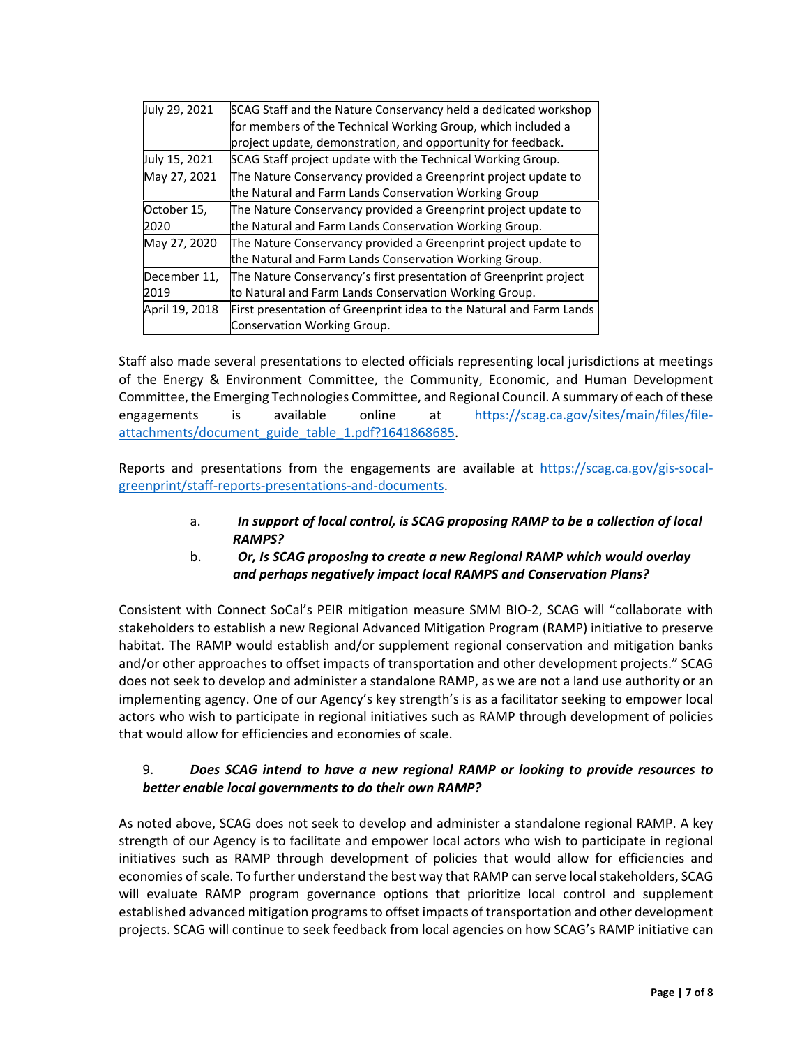| | |
|---|---|
| July 29, 2021 | SCAG Staff and the Nature Conservancy held a dedicated workshop for members of the Technical Working Group, which included a project update, demonstration, and opportunity for feedback. |
| July 15, 2021 | SCAG Staff project update with the Technical Working Group. |
| May 27, 2021 | The Nature Conservancy provided a Greenprint project update to the Natural and Farm Lands Conservation Working Group |
| October 15, 2020 | The Nature Conservancy provided a Greenprint project update to the Natural and Farm Lands Conservation Working Group. |
| May 27, 2020 | The Nature Conservancy provided a Greenprint project update to the Natural and Farm Lands Conservation Working Group. |
| December 11, 2019 | The Nature Conservancy's first presentation of Greenprint project to Natural and Farm Lands Conservation Working Group. |
| April 19, 2018 | First presentation of Greenprint idea to the Natural and Farm Lands Conservation Working Group. |

Staff also made several presentations to elected officials representing local jurisdictions at meetings of the Energy & Environment Committee, the Community, Economic, and Human Development Committee, the Emerging Technologies Committee, and Regional Council. A summary of each of these engagements is available online at https://scag.ca.gov/sites/main/files/file-attachments/document_guide_table_1.pdf?1641868685.

Reports and presentations from the engagements are available at https://scag.ca.gov/gis-socal-greenprint/staff-reports-presentations-and-documents.

a. ***In support of local control, is SCAG proposing RAMP to be a collection of local RAMPS?***

b. ***Or, Is SCAG proposing to create a new Regional RAMP which would overlay and perhaps negatively impact local RAMPS and Conservation Plans?***

Consistent with Connect SoCal's PEIR mitigation measure SMM BIO-2, SCAG will "collaborate with stakeholders to establish a new Regional Advanced Mitigation Program (RAMP) initiative to preserve habitat. The RAMP would establish and/or supplement regional conservation and mitigation banks and/or other approaches to offset impacts of transportation and other development projects." SCAG does not seek to develop and administer a standalone RAMP, as we are not a land use authority or an implementing agency. One of our Agency's key strength's is as a facilitator seeking to empower local actors who wish to participate in regional initiatives such as RAMP through development of policies that would allow for efficiencies and economies of scale.

9. ***Does SCAG intend to have a new regional RAMP or looking to provide resources to better enable local governments to do their own RAMP?***

As noted above, SCAG does not seek to develop and administer a standalone regional RAMP. A key strength of our Agency is to facilitate and empower local actors who wish to participate in regional initiatives such as RAMP through development of policies that would allow for efficiencies and economies of scale. To further understand the best way that RAMP can serve local stakeholders, SCAG will evaluate RAMP program governance options that prioritize local control and supplement established advanced mitigation programs to offset impacts of transportation and other development projects. SCAG will continue to seek feedback from local agencies on how SCAG's RAMP initiative can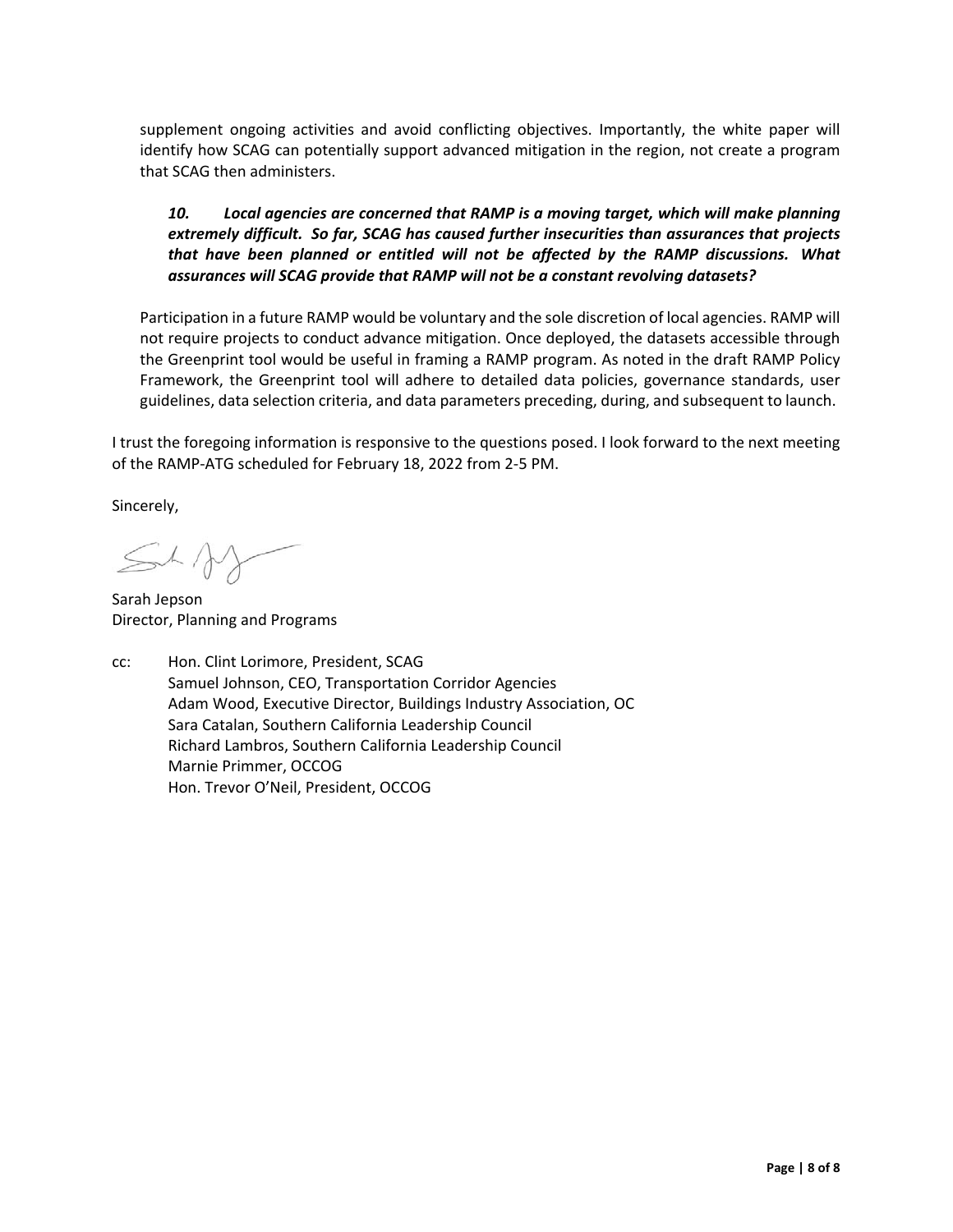supplement ongoing activities and avoid conflicting objectives. Importantly, the white paper will identify how SCAG can potentially support advanced mitigation in the region, not create a program that SCAG then administers.

***10. Local agencies are concerned that RAMP is a moving target, which will make planning extremely difficult. So far, SCAG has caused further insecurities than assurances that projects that have been planned or entitled will not be affected by the RAMP discussions. What assurances will SCAG provide that RAMP will not be a constant revolving datasets?***

Participation in a future RAMP would be voluntary and the sole discretion of local agencies. RAMP will not require projects to conduct advance mitigation. Once deployed, the datasets accessible through the Greenprint tool would be useful in framing a RAMP program. As noted in the draft RAMP Policy Framework, the Greenprint tool will adhere to detailed data policies, governance standards, user guidelines, data selection criteria, and data parameters preceding, during, and subsequent to launch.

I trust the foregoing information is responsive to the questions posed. I look forward to the next meeting of the RAMP-ATG scheduled for February 18, 2022 from 2-5 PM.

Sincerely,

Sarah Jepson
Director, Planning and Programs

cc: Hon. Clint Lorimore, President, SCAG
Samuel Johnson, CEO, Transportation Corridor Agencies
Adam Wood, Executive Director, Buildings Industry Association, OC
Sara Catalan, Southern California Leadership Council
Richard Lambros, Southern California Leadership Council
Marnie Primmer, OCCOG
Hon. Trevor O'Neil, President, OCCOG